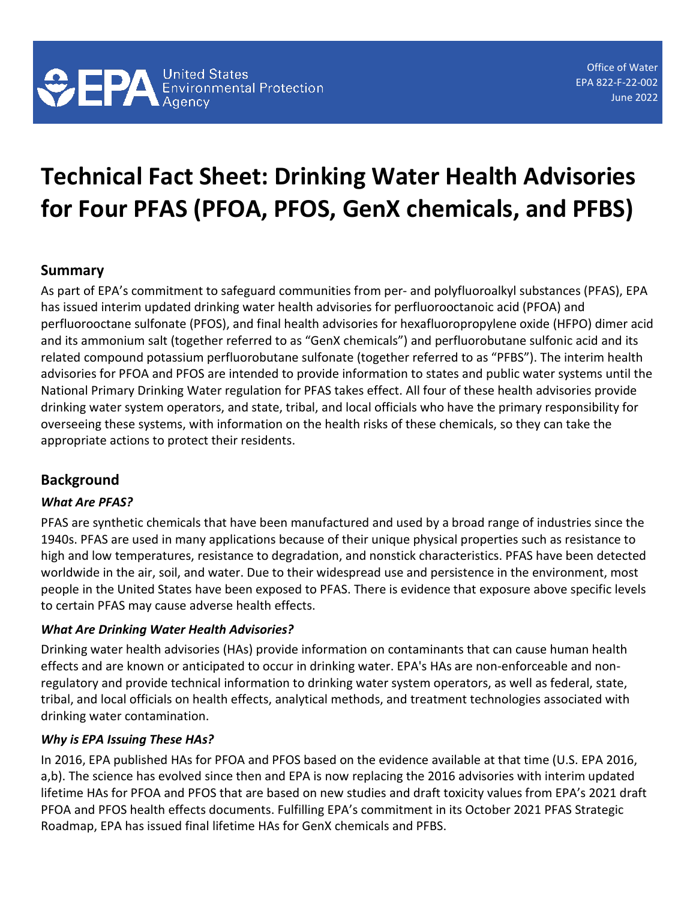United States Environmental Protection Agency

Office of Water
EPA 822-F-22-002
June 2022

# Technical Fact Sheet: Drinking Water Health Advisories for Four PFAS (PFOA, PFOS, GenX chemicals, and PFBS)

## Summary

As part of EPA's commitment to safeguard communities from per- and polyfluoroalkyl substances (PFAS), EPA has issued interim updated drinking water health advisories for perfluorooctanoic acid (PFOA) and perfluorooctane sulfonate (PFOS), and final health advisories for hexafluoropropylene oxide (HFPO) dimer acid and its ammonium salt (together referred to as "GenX chemicals") and perfluorobutane sulfonic acid and its related compound potassium perfluorobutane sulfonate (together referred to as "PFBS"). The interim health advisories for PFOA and PFOS are intended to provide information to states and public water systems until the National Primary Drinking Water regulation for PFAS takes effect. All four of these health advisories provide drinking water system operators, and state, tribal, and local officials who have the primary responsibility for overseeing these systems, with information on the health risks of these chemicals, so they can take the appropriate actions to protect their residents.

## Background

### *What Are PFAS?*

PFAS are synthetic chemicals that have been manufactured and used by a broad range of industries since the 1940s. PFAS are used in many applications because of their unique physical properties such as resistance to high and low temperatures, resistance to degradation, and nonstick characteristics. PFAS have been detected worldwide in the air, soil, and water. Due to their widespread use and persistence in the environment, most people in the United States have been exposed to PFAS. There is evidence that exposure above specific levels to certain PFAS may cause adverse health effects.

### *What Are Drinking Water Health Advisories?*

Drinking water health advisories (HAs) provide information on contaminants that can cause human health effects and are known or anticipated to occur in drinking water. EPA's HAs are non-enforceable and non-regulatory and provide technical information to drinking water system operators, as well as federal, state, tribal, and local officials on health effects, analytical methods, and treatment technologies associated with drinking water contamination.

### *Why is EPA Issuing These HAs?*

In 2016, EPA published HAs for PFOA and PFOS based on the evidence available at that time (U.S. EPA 2016, a,b). The science has evolved since then and EPA is now replacing the 2016 advisories with interim updated lifetime HAs for PFOA and PFOS that are based on new studies and draft toxicity values from EPA's 2021 draft PFOA and PFOS health effects documents. Fulfilling EPA's commitment in its October 2021 PFAS Strategic Roadmap, EPA has issued final lifetime HAs for GenX chemicals and PFBS.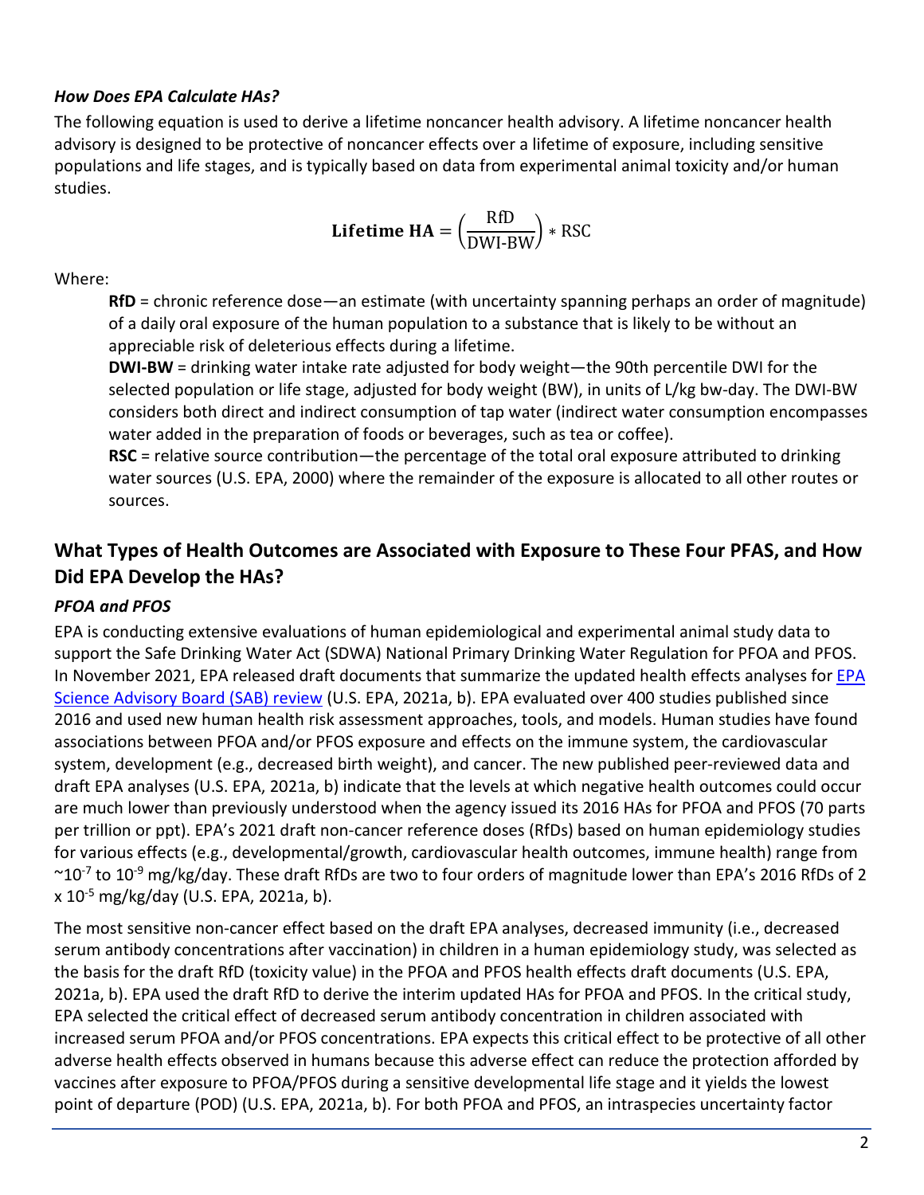### *How Does EPA Calculate HAs?*

The following equation is used to derive a lifetime noncancer health advisory. A lifetime noncancer health advisory is designed to be protective of noncancer effects over a lifetime of exposure, including sensitive populations and life stages, and is typically based on data from experimental animal toxicity and/or human studies.

$$\textbf{Lifetime HA} = \left(\frac{\text{RfD}}{\text{DWI-BW}}\right) * \text{RSC}$$

Where:

**RfD** = chronic reference dose—an estimate (with uncertainty spanning perhaps an order of magnitude) of a daily oral exposure of the human population to a substance that is likely to be without an appreciable risk of deleterious effects during a lifetime.

**DWI-BW** = drinking water intake rate adjusted for body weight—the 90th percentile DWI for the selected population or life stage, adjusted for body weight (BW), in units of L/kg bw-day. The DWI-BW considers both direct and indirect consumption of tap water (indirect water consumption encompasses water added in the preparation of foods or beverages, such as tea or coffee).

**RSC** = relative source contribution—the percentage of the total oral exposure attributed to drinking water sources (U.S. EPA, 2000) where the remainder of the exposure is allocated to all other routes or sources.

## What Types of Health Outcomes are Associated with Exposure to These Four PFAS, and How Did EPA Develop the HAs?

### *PFOA and PFOS*

EPA is conducting extensive evaluations of human epidemiological and experimental animal study data to support the Safe Drinking Water Act (SDWA) National Primary Drinking Water Regulation for PFOA and PFOS. In November 2021, EPA released draft documents that summarize the updated health effects analyses for EPA Science Advisory Board (SAB) review (U.S. EPA, 2021a, b). EPA evaluated over 400 studies published since 2016 and used new human health risk assessment approaches, tools, and models. Human studies have found associations between PFOA and/or PFOS exposure and effects on the immune system, the cardiovascular system, development (e.g., decreased birth weight), and cancer. The new published peer-reviewed data and draft EPA analyses (U.S. EPA, 2021a, b) indicate that the levels at which negative health outcomes could occur are much lower than previously understood when the agency issued its 2016 HAs for PFOA and PFOS (70 parts per trillion or ppt). EPA's 2021 draft non-cancer reference doses (RfDs) based on human epidemiology studies for various effects (e.g., developmental/growth, cardiovascular health outcomes, immune health) range from $\sim 10^{-7}$ to $10^{-9}$ mg/kg/day. These draft RfDs are two to four orders of magnitude lower than EPA's 2016 RfDs of $2 \times 10^{-5}$ mg/kg/day (U.S. EPA, 2021a, b).

The most sensitive non-cancer effect based on the draft EPA analyses, decreased immunity (i.e., decreased serum antibody concentrations after vaccination) in children in a human epidemiology study, was selected as the basis for the draft RfD (toxicity value) in the PFOA and PFOS health effects draft documents (U.S. EPA, 2021a, b). EPA used the draft RfD to derive the interim updated HAs for PFOA and PFOS. In the critical study, EPA selected the critical effect of decreased serum antibody concentration in children associated with increased serum PFOA and/or PFOS concentrations. EPA expects this critical effect to be protective of all other adverse health effects observed in humans because this adverse effect can reduce the protection afforded by vaccines after exposure to PFOA/PFOS during a sensitive developmental life stage and it yields the lowest point of departure (POD) (U.S. EPA, 2021a, b). For both PFOA and PFOS, an intraspecies uncertainty factor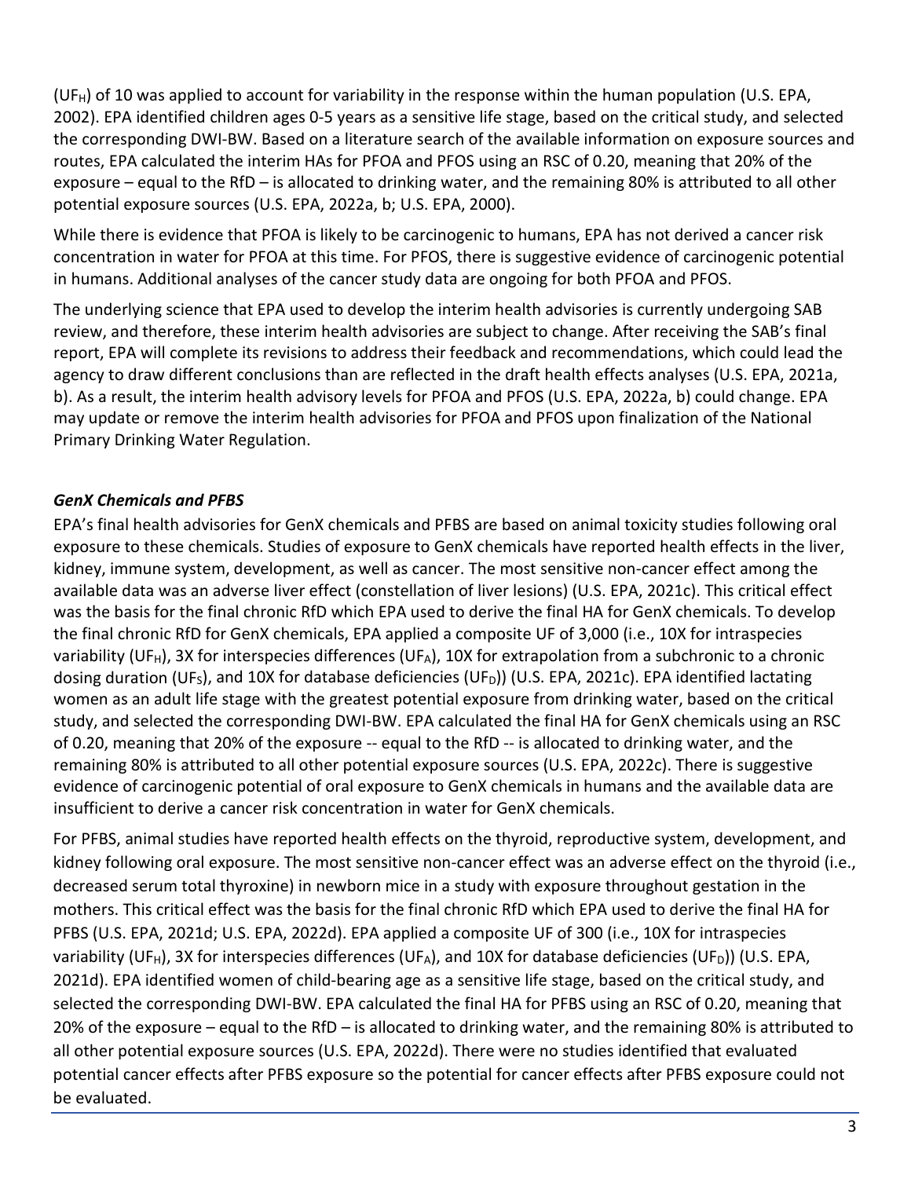($UF_H$) of 10 was applied to account for variability in the response within the human population (U.S. EPA, 2002). EPA identified children ages 0-5 years as a sensitive life stage, based on the critical study, and selected the corresponding DWI-BW. Based on a literature search of the available information on exposure sources and routes, EPA calculated the interim HAs for PFOA and PFOS using an RSC of 0.20, meaning that 20% of the exposure – equal to the RfD – is allocated to drinking water, and the remaining 80% is attributed to all other potential exposure sources (U.S. EPA, 2022a, b; U.S. EPA, 2000).

While there is evidence that PFOA is likely to be carcinogenic to humans, EPA has not derived a cancer risk concentration in water for PFOA at this time. For PFOS, there is suggestive evidence of carcinogenic potential in humans. Additional analyses of the cancer study data are ongoing for both PFOA and PFOS.

The underlying science that EPA used to develop the interim health advisories is currently undergoing SAB review, and therefore, these interim health advisories are subject to change. After receiving the SAB's final report, EPA will complete its revisions to address their feedback and recommendations, which could lead the agency to draw different conclusions than are reflected in the draft health effects analyses (U.S. EPA, 2021a, b). As a result, the interim health advisory levels for PFOA and PFOS (U.S. EPA, 2022a, b) could change. EPA may update or remove the interim health advisories for PFOA and PFOS upon finalization of the National Primary Drinking Water Regulation.

### *GenX Chemicals and PFBS*

EPA's final health advisories for GenX chemicals and PFBS are based on animal toxicity studies following oral exposure to these chemicals. Studies of exposure to GenX chemicals have reported health effects in the liver, kidney, immune system, development, as well as cancer. The most sensitive non-cancer effect among the available data was an adverse liver effect (constellation of liver lesions) (U.S. EPA, 2021c). This critical effect was the basis for the final chronic RfD which EPA used to derive the final HA for GenX chemicals. To develop the final chronic RfD for GenX chemicals, EPA applied a composite UF of 3,000 (i.e., 10X for intraspecies variability ($UF_H$), 3X for interspecies differences ($UF_A$), 10X for extrapolation from a subchronic to a chronic dosing duration ($UF_S$), and 10X for database deficiencies ($UF_D$)) (U.S. EPA, 2021c). EPA identified lactating women as an adult life stage with the greatest potential exposure from drinking water, based on the critical study, and selected the corresponding DWI-BW. EPA calculated the final HA for GenX chemicals using an RSC of 0.20, meaning that 20% of the exposure -- equal to the RfD -- is allocated to drinking water, and the remaining 80% is attributed to all other potential exposure sources (U.S. EPA, 2022c). There is suggestive evidence of carcinogenic potential of oral exposure to GenX chemicals in humans and the available data are insufficient to derive a cancer risk concentration in water for GenX chemicals.

For PFBS, animal studies have reported health effects on the thyroid, reproductive system, development, and kidney following oral exposure. The most sensitive non-cancer effect was an adverse effect on the thyroid (i.e., decreased serum total thyroxine) in newborn mice in a study with exposure throughout gestation in the mothers. This critical effect was the basis for the final chronic RfD which EPA used to derive the final HA for PFBS (U.S. EPA, 2021d; U.S. EPA, 2022d). EPA applied a composite UF of 300 (i.e., 10X for intraspecies variability ($UF_H$), 3X for interspecies differences ($UF_A$), and 10X for database deficiencies ($UF_D$)) (U.S. EPA, 2021d). EPA identified women of child-bearing age as a sensitive life stage, based on the critical study, and selected the corresponding DWI-BW. EPA calculated the final HA for PFBS using an RSC of 0.20, meaning that 20% of the exposure – equal to the RfD – is allocated to drinking water, and the remaining 80% is attributed to all other potential exposure sources (U.S. EPA, 2022d). There were no studies identified that evaluated potential cancer effects after PFBS exposure so the potential for cancer effects after PFBS exposure could not be evaluated.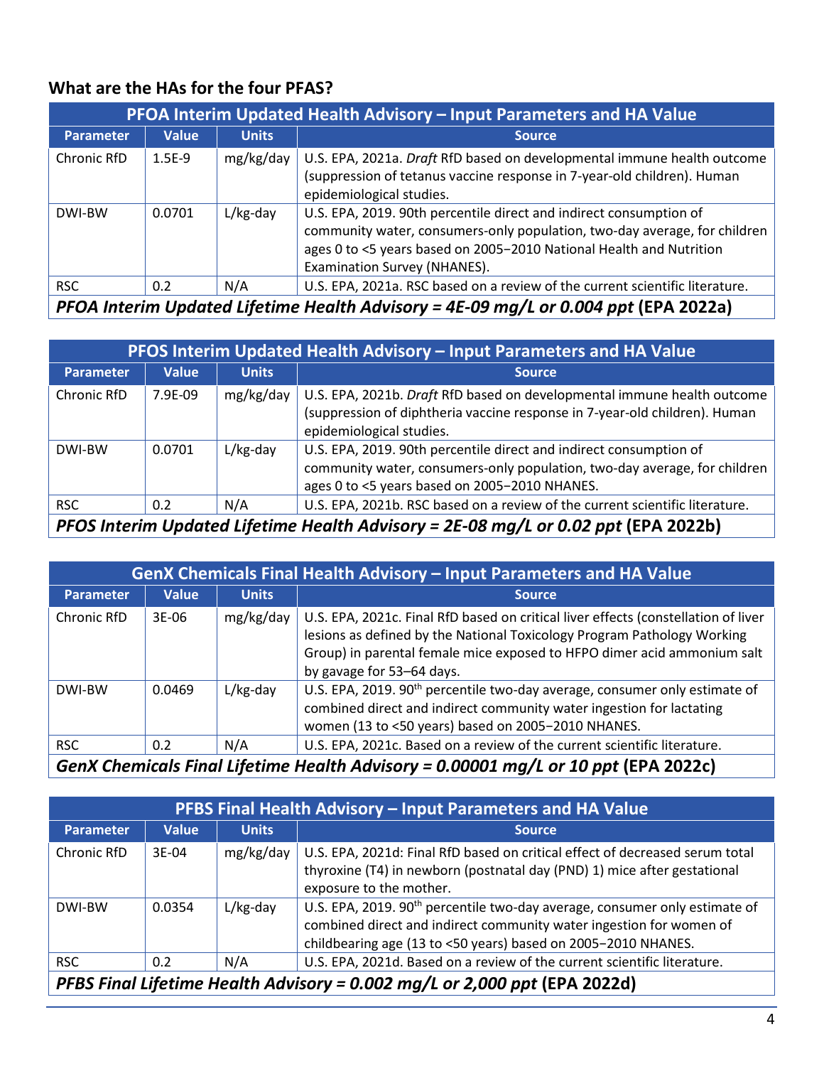### What are the HAs for the four PFAS?

| PFOA Interim Updated Health Advisory – Input Parameters and HA Value | | | |
|---|---|---|---|
| **Parameter** | **Value** | **Units** | **Source** |
| Chronic RfD | 1.5E-9 | mg/kg/day | U.S. EPA, 2021a. *Draft* RfD based on developmental immune health outcome (suppression of tetanus vaccine response in 7-year-old children). Human epidemiological studies. |
| DWI-BW | 0.0701 | L/kg-day | U.S. EPA, 2019. 90th percentile direct and indirect consumption of community water, consumers-only population, two-day average, for children ages 0 to <5 years based on 2005−2010 National Health and Nutrition Examination Survey (NHANES). |
| RSC | 0.2 | N/A | U.S. EPA, 2021a. RSC based on a review of the current scientific literature. |
| ***PFOA Interim Updated Lifetime Health Advisory = 4E-09 mg/L or 0.004 ppt* (EPA 2022a)** | | | |

| PFOS Interim Updated Health Advisory – Input Parameters and HA Value | | | |
|---|---|---|---|
| **Parameter** | **Value** | **Units** | **Source** |
| Chronic RfD | 7.9E-09 | mg/kg/day | U.S. EPA, 2021b. *Draft* RfD based on developmental immune health outcome (suppression of diphtheria vaccine response in 7-year-old children). Human epidemiological studies. |
| DWI-BW | 0.0701 | L/kg-day | U.S. EPA, 2019. 90th percentile direct and indirect consumption of community water, consumers-only population, two-day average, for children ages 0 to <5 years based on 2005−2010 NHANES. |
| RSC | 0.2 | N/A | U.S. EPA, 2021b. RSC based on a review of the current scientific literature. |
| ***PFOS Interim Updated Lifetime Health Advisory = 2E-08 mg/L or 0.02 ppt* (EPA 2022b)** | | | |

| GenX Chemicals Final Health Advisory – Input Parameters and HA Value | | | |
|---|---|---|---|
| **Parameter** | **Value** | **Units** | **Source** |
| Chronic RfD | 3E-06 | mg/kg/day | U.S. EPA, 2021c. Final RfD based on critical liver effects (constellation of liver lesions as defined by the National Toxicology Program Pathology Working Group) in parental female mice exposed to HFPO dimer acid ammonium salt by gavage for 53–64 days. |
| DWI-BW | 0.0469 | L/kg-day | U.S. EPA, 2019. 90th percentile two-day average, consumer only estimate of combined direct and indirect community water ingestion for lactating women (13 to <50 years) based on 2005−2010 NHANES. |
| RSC | 0.2 | N/A | U.S. EPA, 2021c. Based on a review of the current scientific literature. |
| ***GenX Chemicals Final Lifetime Health Advisory = 0.00001 mg/L or 10 ppt* (EPA 2022c)** | | | |

| PFBS Final Health Advisory – Input Parameters and HA Value | | | |
|---|---|---|---|
| **Parameter** | **Value** | **Units** | **Source** |
| Chronic RfD | 3E-04 | mg/kg/day | U.S. EPA, 2021d: Final RfD based on critical effect of decreased serum total thyroxine (T4) in newborn (postnatal day (PND) 1) mice after gestational exposure to the mother. |
| DWI-BW | 0.0354 | L/kg-day | U.S. EPA, 2019. 90th percentile two-day average, consumer only estimate of combined direct and indirect community water ingestion for women of childbearing age (13 to <50 years) based on 2005−2010 NHANES. |
| RSC | 0.2 | N/A | U.S. EPA, 2021d. Based on a review of the current scientific literature. |
| ***PFBS Final Lifetime Health Advisory = 0.002 mg/L or 2,000 ppt* (EPA 2022d)** | | | |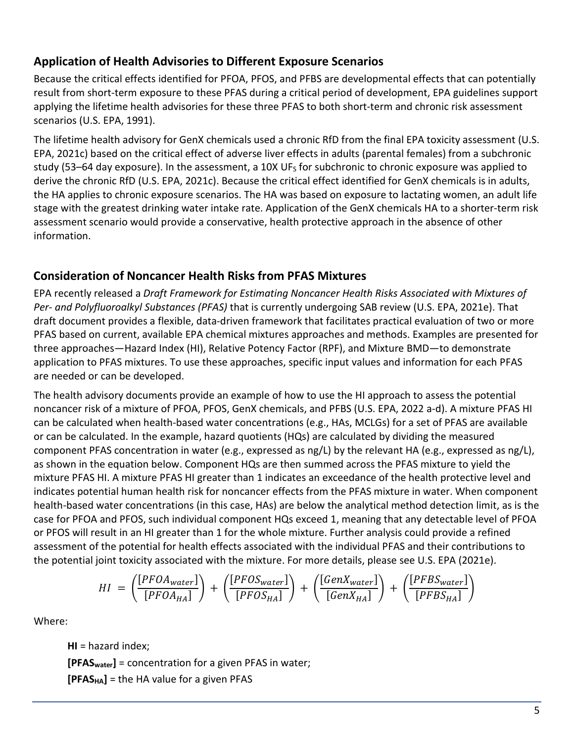## Application of Health Advisories to Different Exposure Scenarios

Because the critical effects identified for PFOA, PFOS, and PFBS are developmental effects that can potentially result from short-term exposure to these PFAS during a critical period of development, EPA guidelines support applying the lifetime health advisories for these three PFAS to both short-term and chronic risk assessment scenarios (U.S. EPA, 1991).

The lifetime health advisory for GenX chemicals used a chronic RfD from the final EPA toxicity assessment (U.S. EPA, 2021c) based on the critical effect of adverse liver effects in adults (parental females) from a subchronic study (53–64 day exposure). In the assessment, a 10X $UF_S$ for subchronic to chronic exposure was applied to derive the chronic RfD (U.S. EPA, 2021c). Because the critical effect identified for GenX chemicals is in adults, the HA applies to chronic exposure scenarios. The HA was based on exposure to lactating women, an adult life stage with the greatest drinking water intake rate. Application of the GenX chemicals HA to a shorter-term risk assessment scenario would provide a conservative, health protective approach in the absence of other information.

## Consideration of Noncancer Health Risks from PFAS Mixtures

EPA recently released a *Draft Framework for Estimating Noncancer Health Risks Associated with Mixtures of Per- and Polyfluoroalkyl Substances (PFAS)* that is currently undergoing SAB review (U.S. EPA, 2021e). That draft document provides a flexible, data-driven framework that facilitates practical evaluation of two or more PFAS based on current, available EPA chemical mixtures approaches and methods. Examples are presented for three approaches—Hazard Index (HI), Relative Potency Factor (RPF), and Mixture BMD—to demonstrate application to PFAS mixtures. To use these approaches, specific input values and information for each PFAS are needed or can be developed.

The health advisory documents provide an example of how to use the HI approach to assess the potential noncancer risk of a mixture of PFOA, PFOS, GenX chemicals, and PFBS (U.S. EPA, 2022 a-d). A mixture PFAS HI can be calculated when health-based water concentrations (e.g., HAs, MCLGs) for a set of PFAS are available or can be calculated. In the example, hazard quotients (HQs) are calculated by dividing the measured component PFAS concentration in water (e.g., expressed as ng/L) by the relevant HA (e.g., expressed as ng/L), as shown in the equation below. Component HQs are then summed across the PFAS mixture to yield the mixture PFAS HI. A mixture PFAS HI greater than 1 indicates an exceedance of the health protective level and indicates potential human health risk for noncancer effects from the PFAS mixture in water. When component health-based water concentrations (in this case, HAs) are below the analytical method detection limit, as is the case for PFOA and PFOS, such individual component HQs exceed 1, meaning that any detectable level of PFOA or PFOS will result in an HI greater than 1 for the whole mixture. Further analysis could provide a refined assessment of the potential for health effects associated with the individual PFAS and their contributions to the potential joint toxicity associated with the mixture. For more details, please see U.S. EPA (2021e).

$$HI = \left(\frac{[PFOA_{water}]}{[PFOA_{HA}]}\right) + \left(\frac{[PFOS_{water}]}{[PFOS_{HA}]}\right) + \left(\frac{[GenX_{water}]}{[GenX_{HA}]}\right) + \left(\frac{[PFBS_{water}]}{[PFBS_{HA}]}\right)$$

Where:

**HI** = hazard index;

**$[PFAS_{water}]$** = concentration for a given PFAS in water;

**$[PFAS_{HA}]$** = the HA value for a given PFAS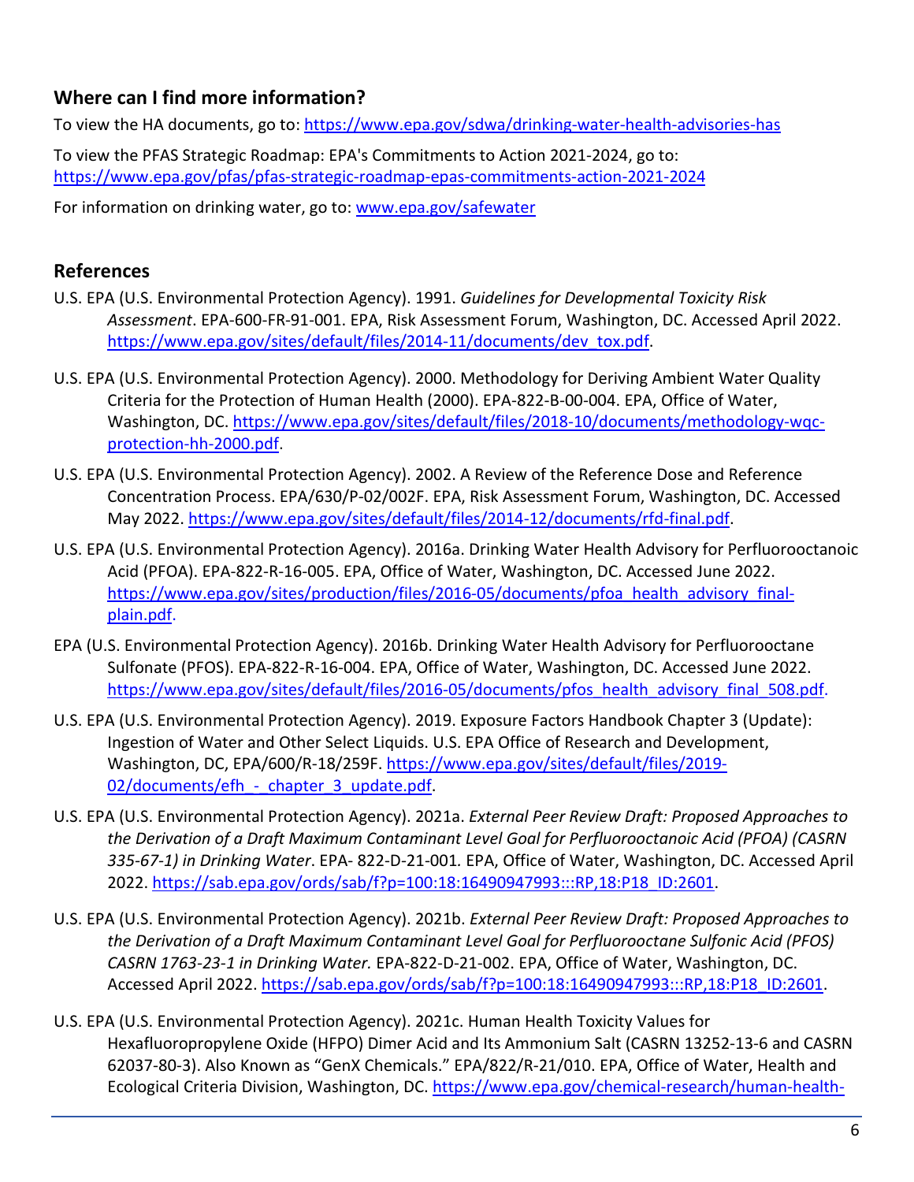## Where can I find more information?

To view the HA documents, go to: https://www.epa.gov/sdwa/drinking-water-health-advisories-has

To view the PFAS Strategic Roadmap: EPA's Commitments to Action 2021-2024, go to: https://www.epa.gov/pfas/pfas-strategic-roadmap-epas-commitments-action-2021-2024

For information on drinking water, go to: www.epa.gov/safewater

## References

U.S. EPA (U.S. Environmental Protection Agency). 1991. *Guidelines for Developmental Toxicity Risk Assessment*. EPA-600-FR-91-001. EPA, Risk Assessment Forum, Washington, DC. Accessed April 2022. https://www.epa.gov/sites/default/files/2014-11/documents/dev_tox.pdf.

U.S. EPA (U.S. Environmental Protection Agency). 2000. Methodology for Deriving Ambient Water Quality Criteria for the Protection of Human Health (2000). EPA-822-B-00-004. EPA, Office of Water, Washington, DC. https://www.epa.gov/sites/default/files/2018-10/documents/methodology-wqc-protection-hh-2000.pdf.

U.S. EPA (U.S. Environmental Protection Agency). 2002. A Review of the Reference Dose and Reference Concentration Process. EPA/630/P-02/002F. EPA, Risk Assessment Forum, Washington, DC. Accessed May 2022. https://www.epa.gov/sites/default/files/2014-12/documents/rfd-final.pdf.

U.S. EPA (U.S. Environmental Protection Agency). 2016a. Drinking Water Health Advisory for Perfluorooctanoic Acid (PFOA). EPA-822-R-16-005. EPA, Office of Water, Washington, DC. Accessed June 2022. https://www.epa.gov/sites/production/files/2016-05/documents/pfoa_health_advisory_final-plain.pdf.

EPA (U.S. Environmental Protection Agency). 2016b. Drinking Water Health Advisory for Perfluorooctane Sulfonate (PFOS). EPA-822-R-16-004. EPA, Office of Water, Washington, DC. Accessed June 2022. https://www.epa.gov/sites/default/files/2016-05/documents/pfos_health_advisory_final_508.pdf.

U.S. EPA (U.S. Environmental Protection Agency). 2019. Exposure Factors Handbook Chapter 3 (Update): Ingestion of Water and Other Select Liquids. U.S. EPA Office of Research and Development, Washington, DC, EPA/600/R-18/259F. https://www.epa.gov/sites/default/files/2019-02/documents/efh_-_chapter_3_update.pdf.

U.S. EPA (U.S. Environmental Protection Agency). 2021a. *External Peer Review Draft: Proposed Approaches to the Derivation of a Draft Maximum Contaminant Level Goal for Perfluorooctanoic Acid (PFOA) (CASRN 335-67-1) in Drinking Water*. EPA- 822-D-21-001*.* EPA, Office of Water, Washington, DC. Accessed April 2022. https://sab.epa.gov/ords/sab/f?p=100:18:16490947993:::RP,18:P18_ID:2601.

U.S. EPA (U.S. Environmental Protection Agency). 2021b. *External Peer Review Draft: Proposed Approaches to the Derivation of a Draft Maximum Contaminant Level Goal for Perfluorooctane Sulfonic Acid (PFOS) CASRN 1763-23-1 in Drinking Water.* EPA-822-D-21-002. EPA, Office of Water, Washington, DC. Accessed April 2022. https://sab.epa.gov/ords/sab/f?p=100:18:16490947993:::RP,18:P18_ID:2601.

U.S. EPA (U.S. Environmental Protection Agency). 2021c. Human Health Toxicity Values for Hexafluoropropylene Oxide (HFPO) Dimer Acid and Its Ammonium Salt (CASRN 13252-13-6 and CASRN 62037-80-3). Also Known as "GenX Chemicals." EPA/822/R-21/010. EPA, Office of Water, Health and Ecological Criteria Division, Washington, DC. https://www.epa.gov/chemical-research/human-health-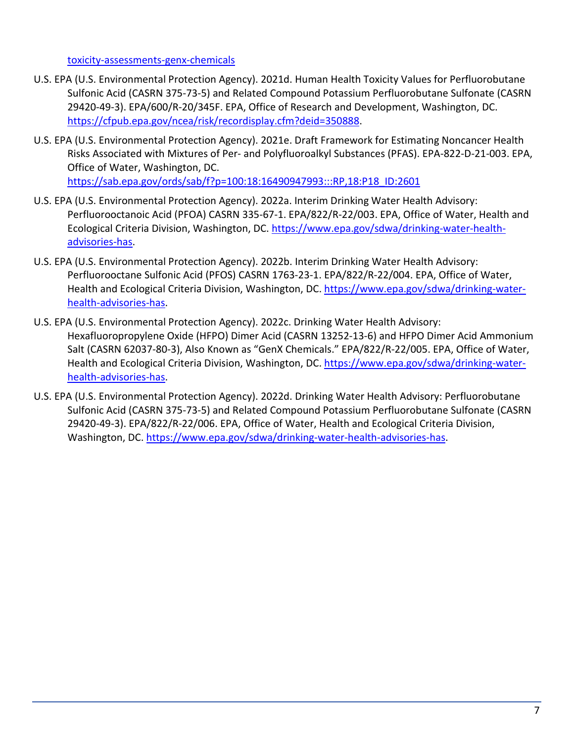toxicity-assessments-genx-chemicals

U.S. EPA (U.S. Environmental Protection Agency). 2021d. Human Health Toxicity Values for Perfluorobutane Sulfonic Acid (CASRN 375-73-5) and Related Compound Potassium Perfluorobutane Sulfonate (CASRN 29420-49-3). EPA/600/R-20/345F. EPA, Office of Research and Development, Washington, DC. https://cfpub.epa.gov/ncea/risk/recordisplay.cfm?deid=350888.

U.S. EPA (U.S. Environmental Protection Agency). 2021e. Draft Framework for Estimating Noncancer Health Risks Associated with Mixtures of Per- and Polyfluoroalkyl Substances (PFAS). EPA-822-D-21-003. EPA, Office of Water, Washington, DC. https://sab.epa.gov/ords/sab/f?p=100:18:16490947993:::RP,18:P18_ID:2601

U.S. EPA (U.S. Environmental Protection Agency). 2022a. Interim Drinking Water Health Advisory: Perfluorooctanoic Acid (PFOA) CASRN 335-67-1. EPA/822/R-22/003. EPA, Office of Water, Health and Ecological Criteria Division, Washington, DC. https://www.epa.gov/sdwa/drinking-water-health-advisories-has.

U.S. EPA (U.S. Environmental Protection Agency). 2022b. Interim Drinking Water Health Advisory: Perfluorooctane Sulfonic Acid (PFOS) CASRN 1763-23-1. EPA/822/R-22/004. EPA, Office of Water, Health and Ecological Criteria Division, Washington, DC. https://www.epa.gov/sdwa/drinking-water-health-advisories-has.

U.S. EPA (U.S. Environmental Protection Agency). 2022c. Drinking Water Health Advisory: Hexafluoropropylene Oxide (HFPO) Dimer Acid (CASRN 13252-13-6) and HFPO Dimer Acid Ammonium Salt (CASRN 62037-80-3), Also Known as "GenX Chemicals." EPA/822/R-22/005. EPA, Office of Water, Health and Ecological Criteria Division, Washington, DC. https://www.epa.gov/sdwa/drinking-water-health-advisories-has.

U.S. EPA (U.S. Environmental Protection Agency). 2022d. Drinking Water Health Advisory: Perfluorobutane Sulfonic Acid (CASRN 375-73-5) and Related Compound Potassium Perfluorobutane Sulfonate (CASRN 29420-49-3). EPA/822/R-22/006. EPA, Office of Water, Health and Ecological Criteria Division, Washington, DC. https://www.epa.gov/sdwa/drinking-water-health-advisories-has.